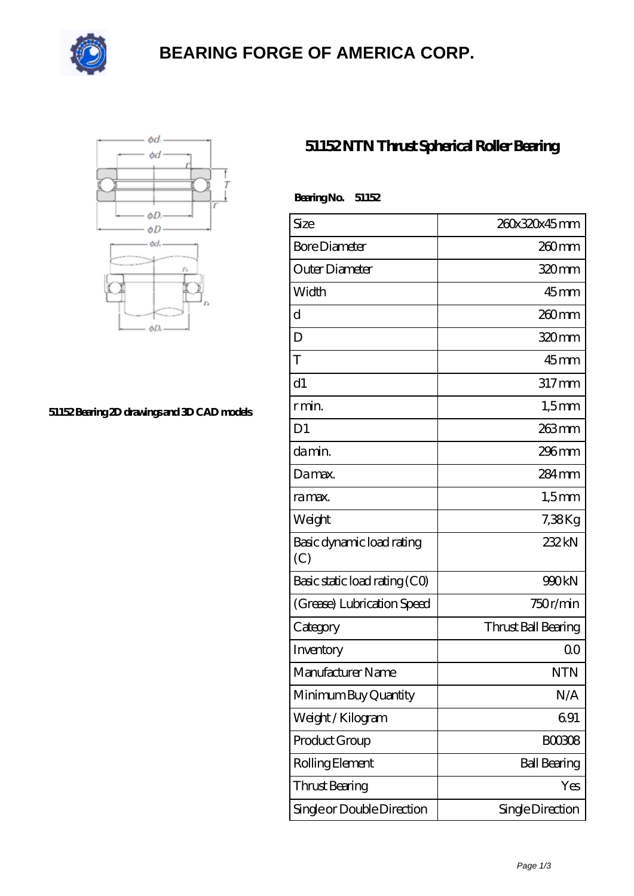# BEARING FORGE OF AMERICA CORP.

51152 Bearing 2D drawings and 3D CAD models

## 51152 NTN Thrust Spherical Roller Bearing

**Bearing No. 51152**

| Size | 260x320x45 mm |
|---|---|
| Bore Diameter | 260 mm |
| Outer Diameter | 320 mm |
| Width | 45 mm |
| d | 260 mm |
| D | 320 mm |
| T | 45 mm |
| d1 | 317 mm |
| r min. | 1,5 mm |
| D1 | 263 mm |
| da min. | 296 mm |
| Da max. | 284 mm |
| ra max. | 1,5 mm |
| Weight | 7,38 Kg |
| Basic dynamic load rating (C) | 232 kN |
| Basic static load rating (C0) | 990 kN |
| (Grease) Lubrication Speed | 750 r/min |
| Category | Thrust Ball Bearing |
| Inventory | 0.0 |
| Manufacturer Name | NTN |
| Minimum Buy Quantity | N/A |
| Weight / Kilogram | 6.91 |
| Product Group | B00308 |
| Rolling Element | Ball Bearing |
| Thrust Bearing | Yes |
| Single or Double Direction | Single Direction |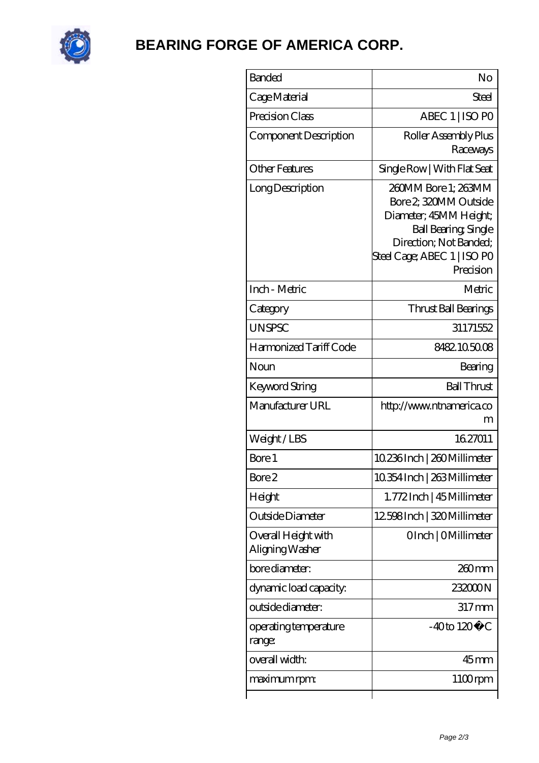# BEARING FORGE OF AMERICA CORP.

| | |
|---|---|
| Banded | No |
| Cage Material | Steel |
| Precision Class | ABEC 1 \| ISO P0 |
| Component Description | Roller Assembly Plus Raceways |
| Other Features | Single Row \| With Flat Seat |
| Long Description | 260MM Bore 1; 263MM Bore 2; 320MM Outside Diameter; 45MM Height; Ball Bearing; Single Direction; Not Banded; Steel Cage; ABEC 1 \| ISO P0 Precision |
| Inch - Metric | Metric |
| Category | Thrust Ball Bearings |
| UNSPSC | 31171552 |
| Harmonized Tariff Code | 8482.10.50.08 |
| Noun | Bearing |
| Keyword String | Ball Thrust |
| Manufacturer URL | http://www.ntnamerica.com |
| Weight / LBS | 16.27011 |
| Bore 1 | 10.236 Inch \| 260 Millimeter |
| Bore 2 | 10.354 Inch \| 263 Millimeter |
| Height | 1.772 Inch \| 45 Millimeter |
| Outside Diameter | 12.598 Inch \| 320 Millimeter |
| Overall Height with Aligning Washer | 0 Inch \| 0 Millimeter |
| bore diameter: | 260 mm |
| dynamic load capacity: | 232000 N |
| outside diameter: | 317 mm |
| operating temperature range: | -40 to 120 �C |
| overall width: | 45 mm |
| maximum rpm: | 1100 rpm |
| | |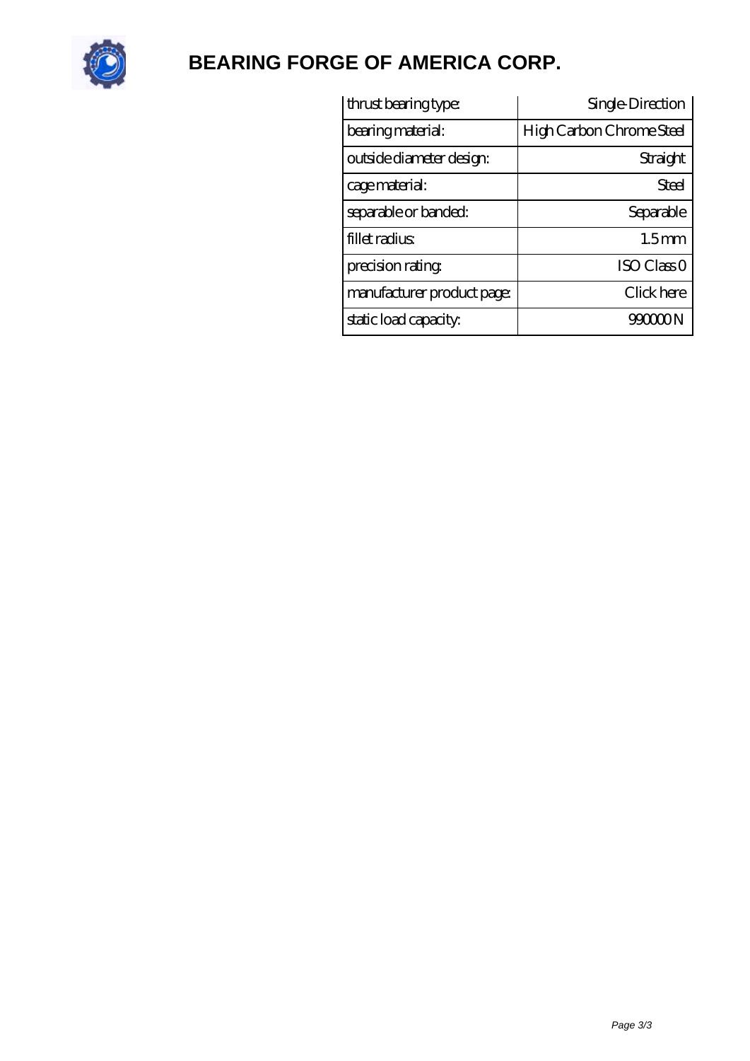# BEARING FORGE OF AMERICA CORP.

| | |
|---|---|
| thrust bearing type: | Single-Direction |
| bearing material: | High Carbon Chrome Steel |
| outside diameter design: | Straight |
| cage material: | Steel |
| separable or banded: | Separable |
| fillet radius: | 1.5 mm |
| precision rating: | ISO Class 0 |
| manufacturer product page: | Click here |
| static load capacity: | 990000 N |